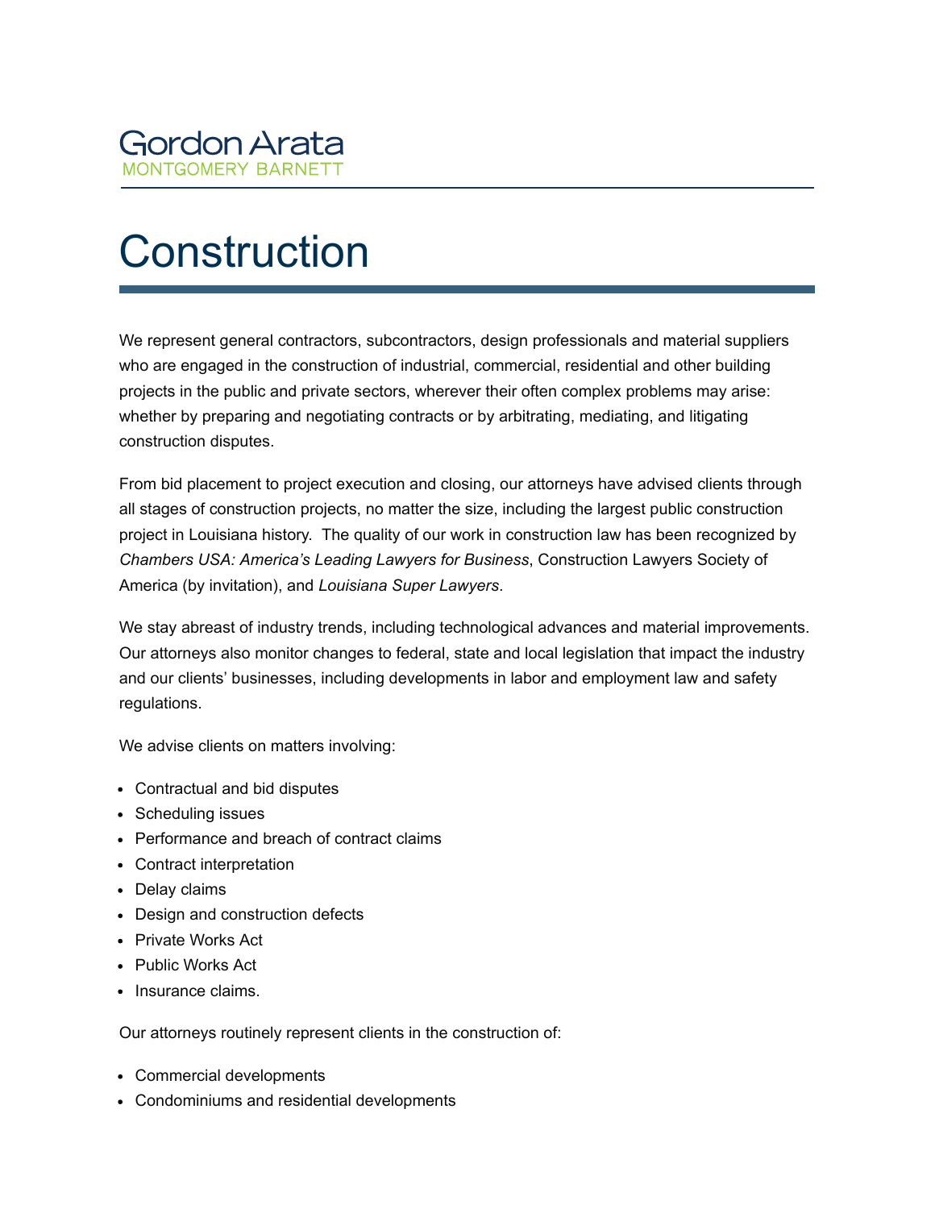Gordon Arata
MONTGOMERY BARNETT

# Construction

We represent general contractors, subcontractors, design professionals and material suppliers who are engaged in the construction of industrial, commercial, residential and other building projects in the public and private sectors, wherever their often complex problems may arise: whether by preparing and negotiating contracts or by arbitrating, mediating, and litigating construction disputes.

From bid placement to project execution and closing, our attorneys have advised clients through all stages of construction projects, no matter the size, including the largest public construction project in Louisiana history. The quality of our work in construction law has been recognized by *Chambers USA: America's Leading Lawyers for Business*, Construction Lawyers Society of America (by invitation), and *Louisiana Super Lawyers*.

We stay abreast of industry trends, including technological advances and material improvements. Our attorneys also monitor changes to federal, state and local legislation that impact the industry and our clients' businesses, including developments in labor and employment law and safety regulations.

We advise clients on matters involving:

- Contractual and bid disputes
- Scheduling issues
- Performance and breach of contract claims
- Contract interpretation
- Delay claims
- Design and construction defects
- Private Works Act
- Public Works Act
- Insurance claims.

Our attorneys routinely represent clients in the construction of:

- Commercial developments
- Condominiums and residential developments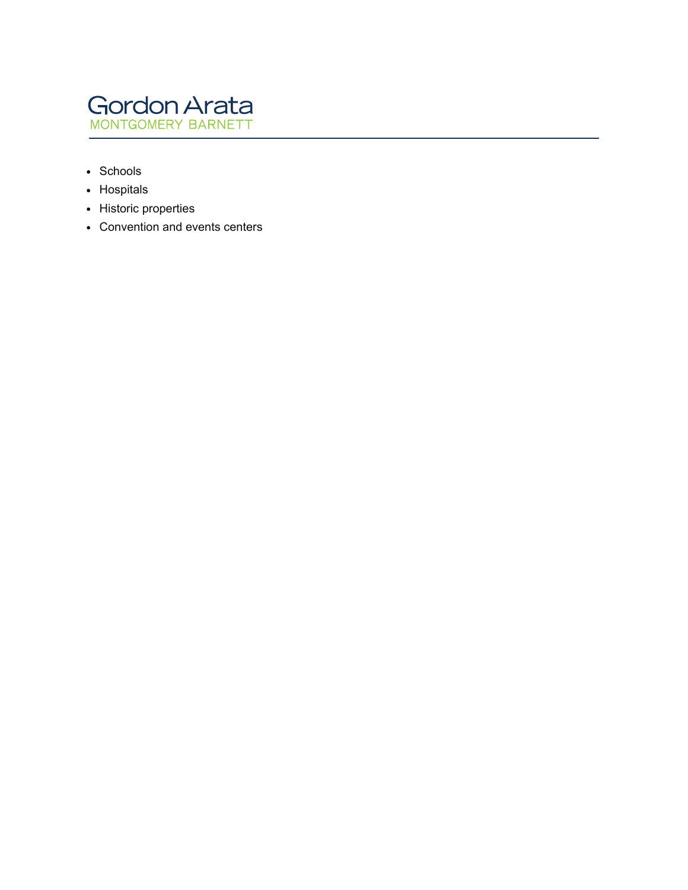- Schools
- Hospitals
- Historic properties
- Convention and events centers